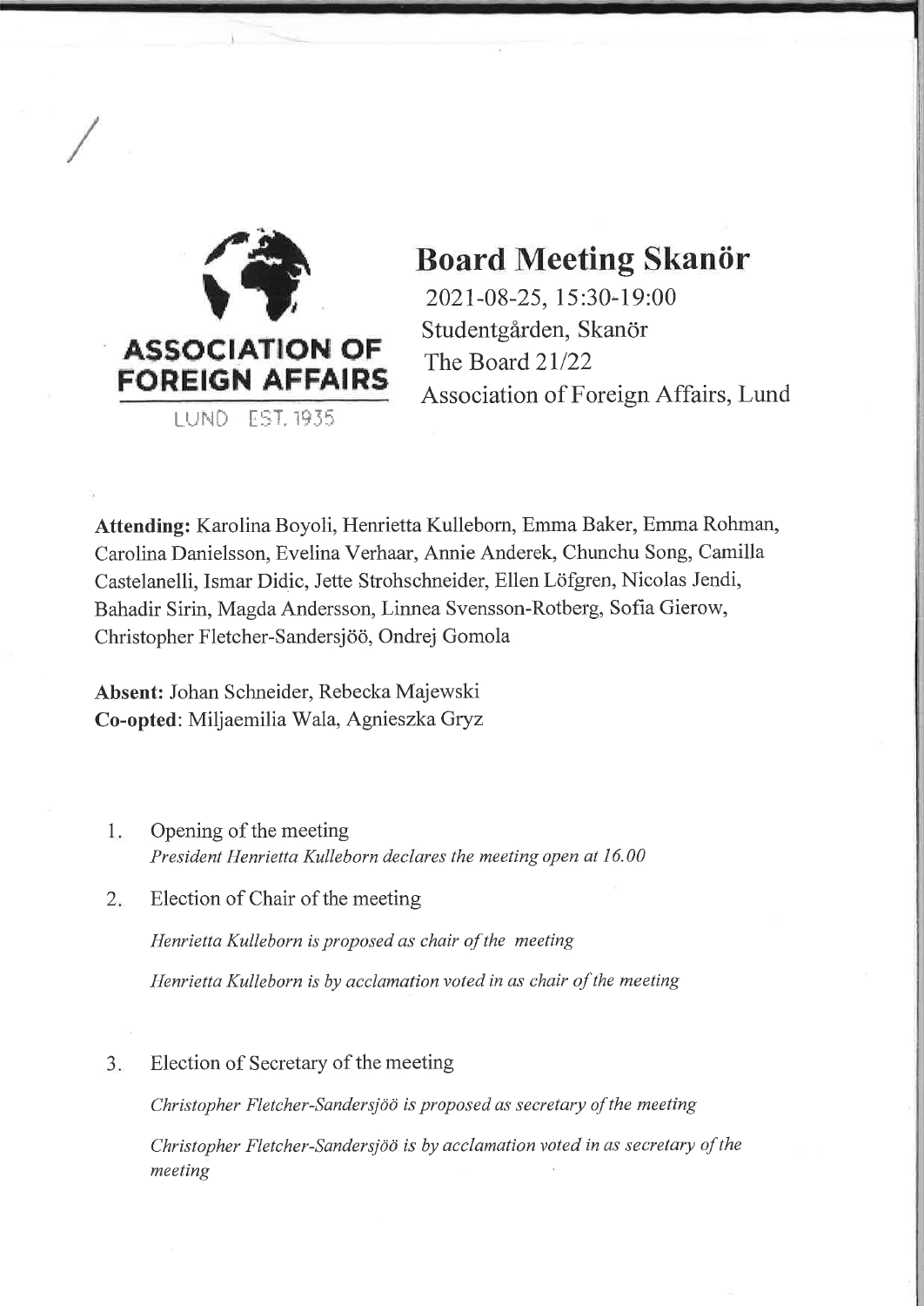ASSOCIATION OF FOREIGN AFFAIRS

LUND EST. 1935

# Board Meeting Skanör

2021-08-25, 15:30-19:00
Studentgården, Skanör
The Board 21/22
Association of Foreign Affairs, Lund

**Attending:** Karolina Boyoli, Henrietta Kulleborn, Emma Baker, Emma Rohman, Carolina Danielsson, Evelina Verhaar, Annie Anderek, Chunchu Song, Camilla Castelanelli, Ismar Didic, Jette Strohschneider, Ellen Löfgren, Nicolas Jendi, Bahadir Sirin, Magda Andersson, Linnea Svensson-Rotberg, Sofia Gierow, Christopher Fletcher-Sandersjöö, Ondrej Gomola

**Absent:** Johan Schneider, Rebecka Majewski
**Co-opted**: Miljaemilia Wala, Agnieszka Gryz

1. Opening of the meeting

   *President Henrietta Kulleborn declares the meeting open at 16.00*

2. Election of Chair of the meeting

   *Henrietta Kulleborn is proposed as chair of the meeting*

   *Henrietta Kulleborn is by acclamation voted in as chair of the meeting*

3. Election of Secretary of the meeting

   *Christopher Fletcher-Sandersjöö is proposed as secretary of the meeting*

   *Christopher Fletcher-Sandersjöö is by acclamation voted in as secretary of the meeting*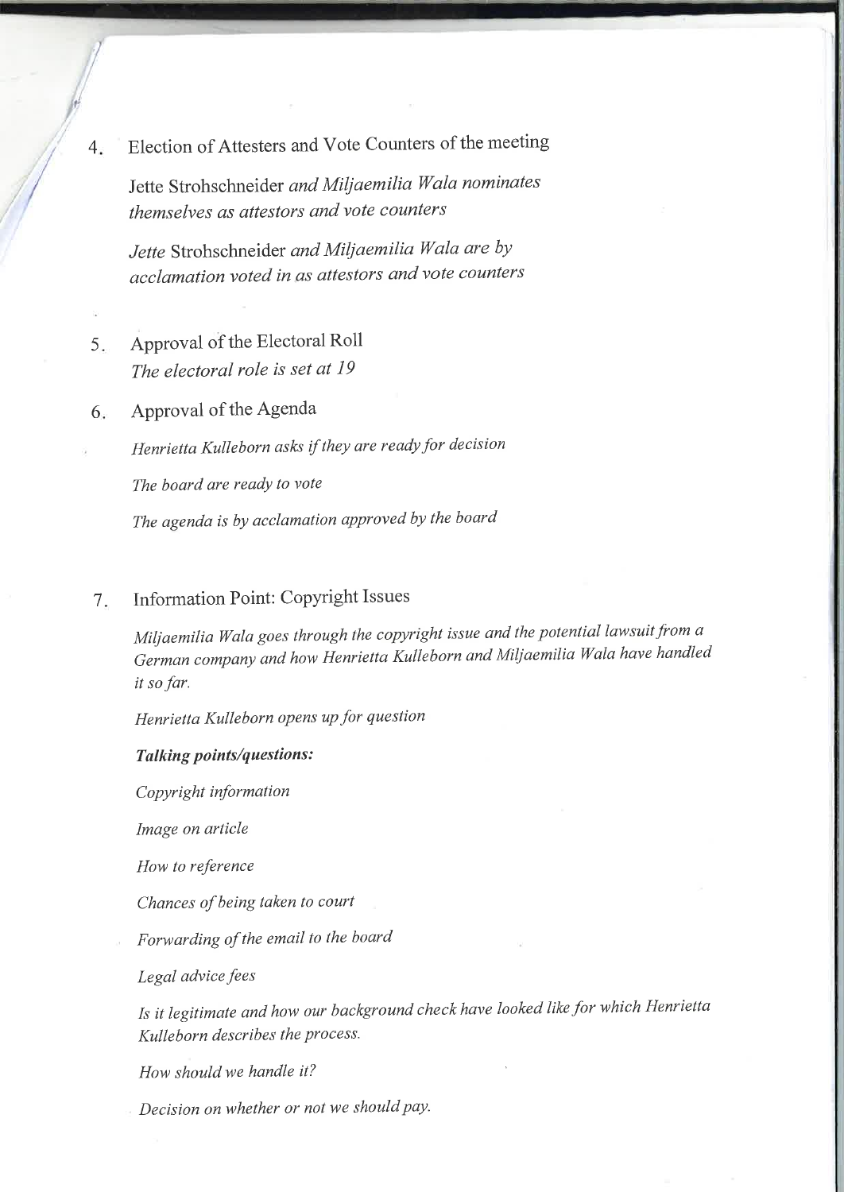4. Election of Attesters and Vote Counters of the meeting

   Jette Strohschneider *and Miljaemilia Wala nominates themselves as attestors and vote counters*

   *Jette* Strohschneider *and Miljaemilia Wala are by acclamation voted in as attestors and vote counters*

5. Approval of the Electoral Roll

   *The electoral role is set at 19*

6. Approval of the Agenda

   *Henrietta Kulleborn asks if they are ready for decision*

   *The board are ready to vote*

   *The agenda is by acclamation approved by the board*

7. Information Point: Copyright Issues

   *Miljaemilia Wala goes through the copyright issue and the potential lawsuit from a German company and how Henrietta Kulleborn and Miljaemilia Wala have handled it so far.*

   *Henrietta Kulleborn opens up for question*

   ***Talking points/questions:***

   *Copyright information*

   *Image on article*

   *How to reference*

   *Chances of being taken to court*

   *Forwarding of the email to the board*

   *Legal advice fees*

   *Is it legitimate and how our background check have looked like for which Henrietta Kulleborn describes the process.*

   *How should we handle it?*

   *Decision on whether or not we should pay.*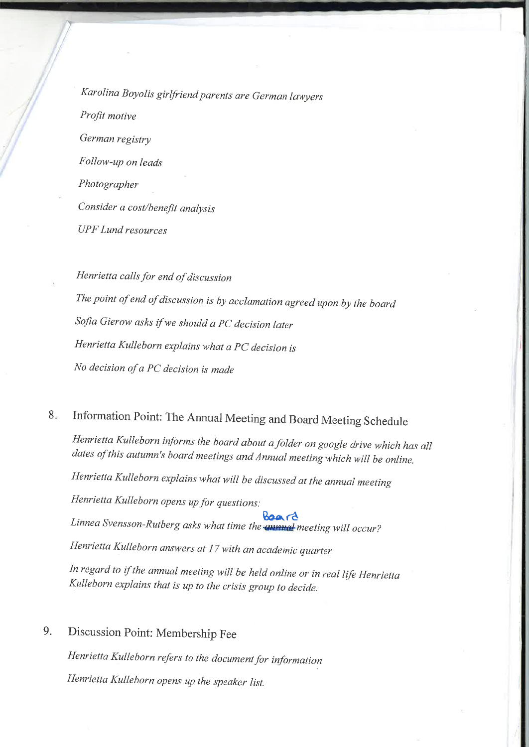*Karolina Boyolis girlfriend parents are German lawyers*

*Profit motive*

*German registry*

*Follow-up on leads*

*Photographer*

*Consider a cost/benefit analysis*

*UPF Lund resources*

*Henrietta calls for end of discussion*

*The point of end of discussion is by acclamation agreed upon by the board*

*Sofia Gierow asks if we should a PC decision later*

*Henrietta Kulleborn explains what a PC decision is*

*No decision of a PC decision is made*

## 8. Information Point: The Annual Meeting and Board Meeting Schedule

*Henrietta Kulleborn informs the board about a folder on google drive which has all dates of this autumn's board meetings and Annual meeting which will be online.*

*Henrietta Kulleborn explains what will be discussed at the annual meeting*

*Henrietta Kulleborn opens up for questions:*

*Linnea Svensson-Rutberg asks what time the ~~annual~~ Board meeting will occur?*

*Henrietta Kulleborn answers at 17 with an academic quarter*

*In regard to if the annual meeting will be held online or in real life Henrietta Kulleborn explains that is up to the crisis group to decide.*

## 9. Discussion Point: Membership Fee

*Henrietta Kulleborn refers to the document for information*

*Henrietta Kulleborn opens up the speaker list.*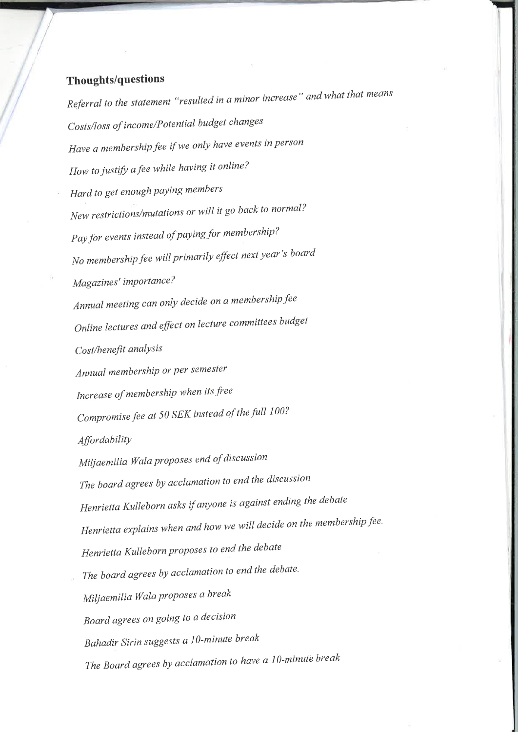**Thoughts/questions**

*Referral to the statement "resulted in a minor increase" and what that means*

*Costs/loss of income/Potential budget changes*

*Have a membership fee if we only have events in person*

*How to justify a fee while having it online?*

*Hard to get enough paying members*

*New restrictions/mutations or will it go back to normal?*

*Pay for events instead of paying for membership?*

*No membership fee will primarily effect next year's board*

*Magazines' importance?*

*Annual meeting can only decide on a membership fee*

*Online lectures and effect on lecture committees budget*

*Cost/benefit analysis*

*Annual membership or per semester*

*Increase of membership when its free*

*Compromise fee at 50 SEK instead of the full 100?*

*Affordability*

*Miljaemilia Wala proposes end of discussion*

*The board agrees by acclamation to end the discussion*

*Henrietta Kulleborn asks if anyone is against ending the debate*

*Henrietta explains when and how we will decide on the membership fee.*

*Henrietta Kulleborn proposes to end the debate*

*The board agrees by acclamation to end the debate.*

*Miljaemilia Wala proposes a break*

*Board agrees on going to a decision*

*Bahadir Sirin suggests a 10-minute break*

*The Board agrees by acclamation to have a 10-minute break*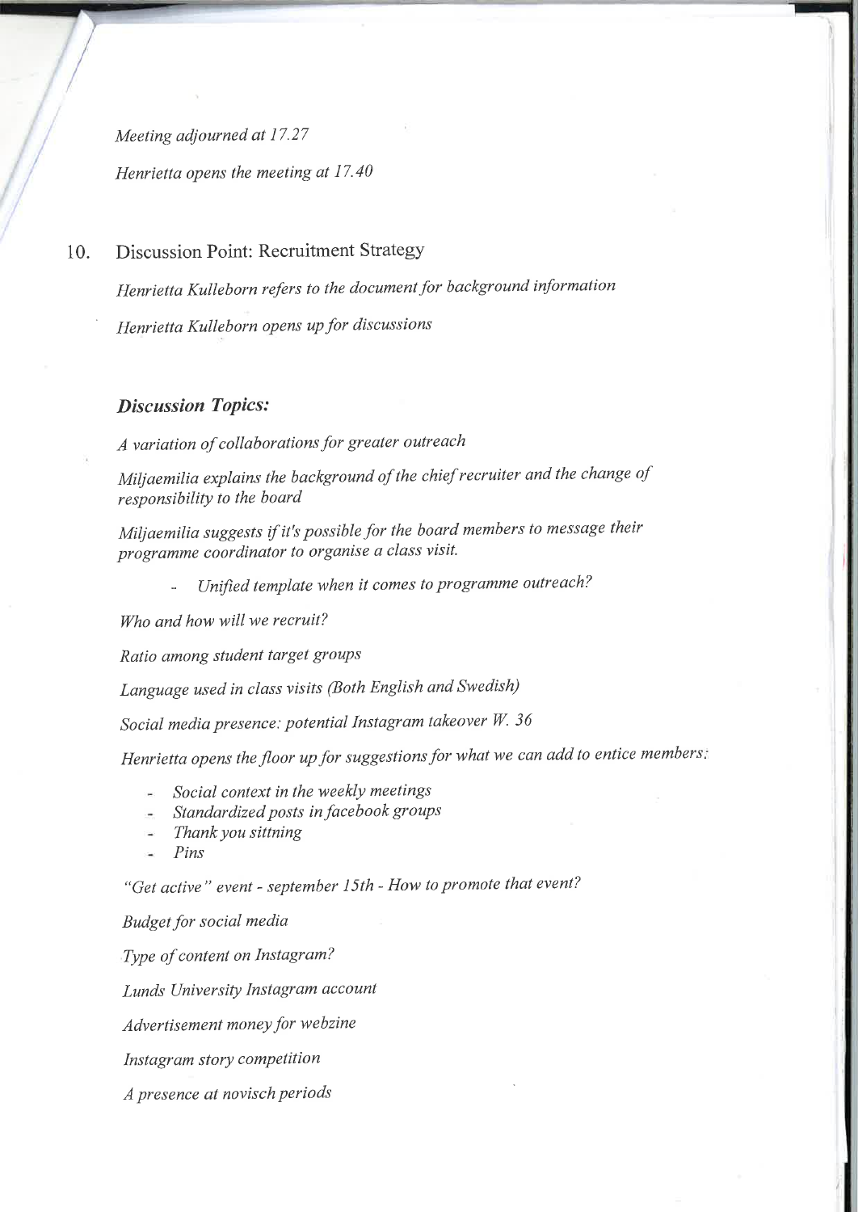*Meeting adjourned at 17.27*

*Henrietta opens the meeting at 17.40*

10. Discussion Point: Recruitment Strategy

*Henrietta Kulleborn refers to the document for background information*

*Henrietta Kulleborn opens up for discussions*

### *Discussion Topics:*

*A variation of collaborations for greater outreach*

*Miljaemilia explains the background of the chief recruiter and the change of responsibility to the board*

*Miljaemilia suggests if it's possible for the board members to message their programme coordinator to organise a class visit.*

- *Unified template when it comes to programme outreach?*

*Who and how will we recruit?*

*Ratio among student target groups*

*Language used in class visits (Both English and Swedish)*

*Social media presence: potential Instagram takeover W. 36*

*Henrietta opens the floor up for suggestions for what we can add to entice members:*

- *Social context in the weekly meetings*
- *Standardized posts in facebook groups*
- *Thank you sittning*
- *Pins*

*"Get active" event - september 15th - How to promote that event?*

*Budget for social media*

*Type of content on Instagram?*

*Lunds University Instagram account*

*Advertisement money for webzine*

*Instagram story competition*

*A presence at novisch periods*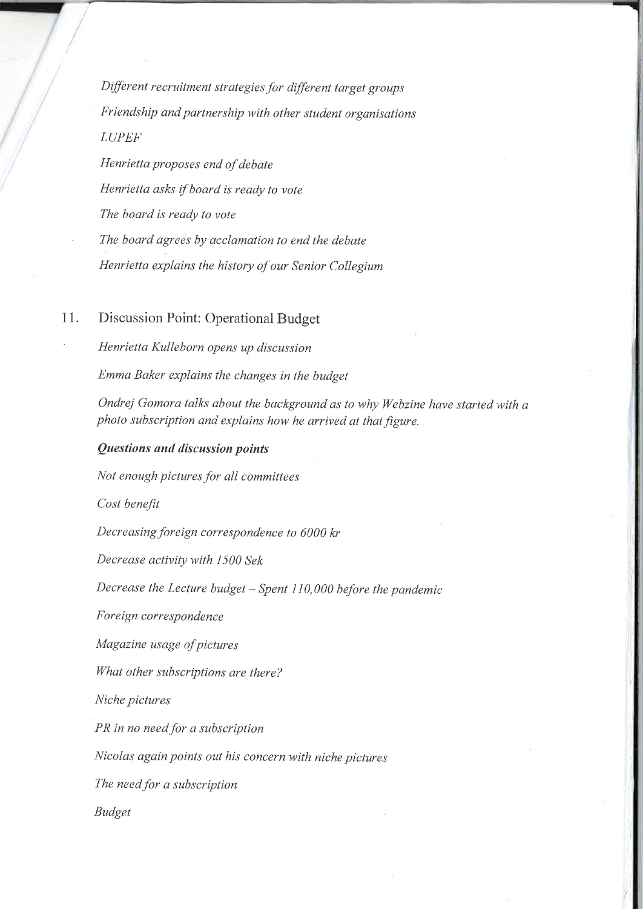*Different recruitment strategies for different target groups*

*Friendship and partnership with other student organisations*

*LUPEF*

*Henrietta proposes end of debate*

*Henrietta asks if board is ready to vote*

*The board is ready to vote*

*The board agrees by acclamation to end the debate*

*Henrietta explains the history of our Senior Collegium*

## 11. Discussion Point: Operational Budget

*Henrietta Kulleborn opens up discussion*

*Emma Baker explains the changes in the budget*

*Ondrej Gomora talks about the background as to why Webzine have started with a photo subscription and explains how he arrived at that figure.*

***Questions and discussion points***

*Not enough pictures for all committees*

*Cost benefit*

*Decreasing foreign correspondence to 6000 kr*

*Decrease activity with 1500 Sek*

*Decrease the Lecture budget – Spent 110,000 before the pandemic*

*Foreign correspondence*

*Magazine usage of pictures*

*What other subscriptions are there?*

*Niche pictures*

*PR in no need for a subscription*

*Nicolas again points out his concern with niche pictures*

*The need for a subscription*

*Budget*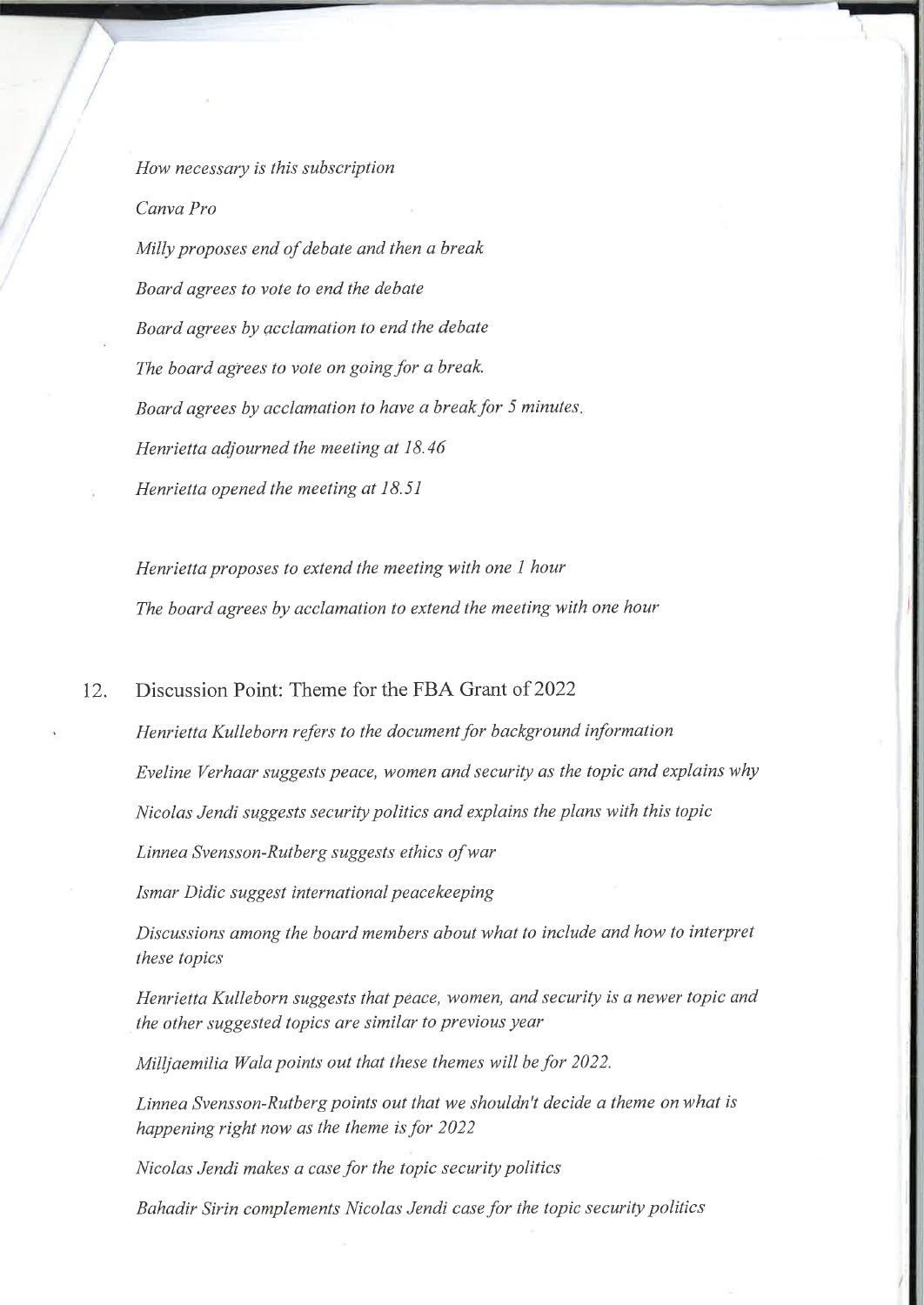*How necessary is this subscription*

*Canva Pro*

*Milly proposes end of debate and then a break*

*Board agrees to vote to end the debate*

*Board agrees by acclamation to end the debate*

*The board agrees to vote on going for a break.*

*Board agrees by acclamation to have a break for 5 minutes.*

*Henrietta adjourned the meeting at 18.46*

*Henrietta opened the meeting at 18.51*

*Henrietta proposes to extend the meeting with one 1 hour*

*The board agrees by acclamation to extend the meeting with one hour*

12. Discussion Point: Theme for the FBA Grant of 2022

*Henrietta Kulleborn refers to the document for background information*

*Eveline Verhaar suggests peace, women and security as the topic and explains why*

*Nicolas Jendi suggests security politics and explains the plans with this topic*

*Linnea Svensson-Rutberg suggests ethics of war*

*Ismar Didic suggest international peacekeeping*

*Discussions among the board members about what to include and how to interpret these topics*

*Henrietta Kulleborn suggests that peace, women, and security is a newer topic and the other suggested topics are similar to previous year*

*Milljaemilia Wala points out that these themes will be for 2022.*

*Linnea Svensson-Rutberg points out that we shouldn't decide a theme on what is happening right now as the theme is for 2022*

*Nicolas Jendi makes a case for the topic security politics*

*Bahadir Sirin complements Nicolas Jendi case for the topic security politics*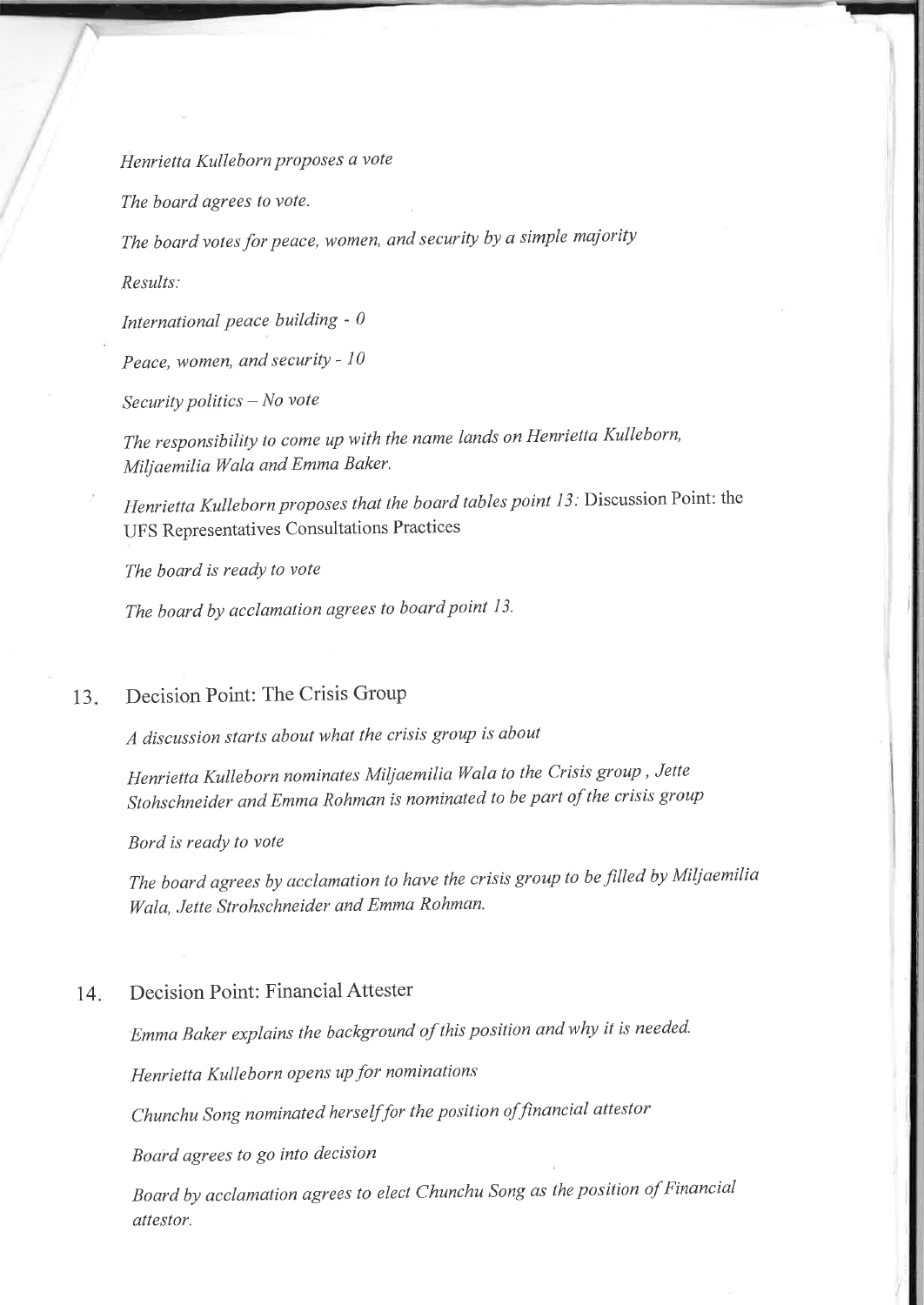*Henrietta Kulleborn proposes a vote*

*The board agrees to vote.*

*The board votes for peace, women, and security by a simple majority*

*Results:*

*International peace building - 0*

*Peace, women, and security - 10*

*Security politics – No vote*

*The responsibility to come up with the name lands on Henrietta Kulleborn, Miljaemilia Wala and Emma Baker.*

*Henrietta Kulleborn proposes that the board tables point 13:* Discussion Point: the UFS Representatives Consultations Practices

*The board is ready to vote*

*The board by acclamation agrees to board point 13.*

## 13. Decision Point: The Crisis Group

*A discussion starts about what the crisis group is about*

*Henrietta Kulleborn nominates Miljaemilia Wala to the Crisis group , Jette Stohschneider and Emma Rohman is nominated to be part of the crisis group*

*Bord is ready to vote*

*The board agrees by acclamation to have the crisis group to be filled by Miljaemilia Wala, Jette Strohschneider and Emma Rohman.*

## 14. Decision Point: Financial Attester

*Emma Baker explains the background of this position and why it is needed.*

*Henrietta Kulleborn opens up for nominations*

*Chunchu Song nominated herself for the position of financial attestor*

*Board agrees to go into decision*

*Board by acclamation agrees to elect Chunchu Song as the position of Financial attestor.*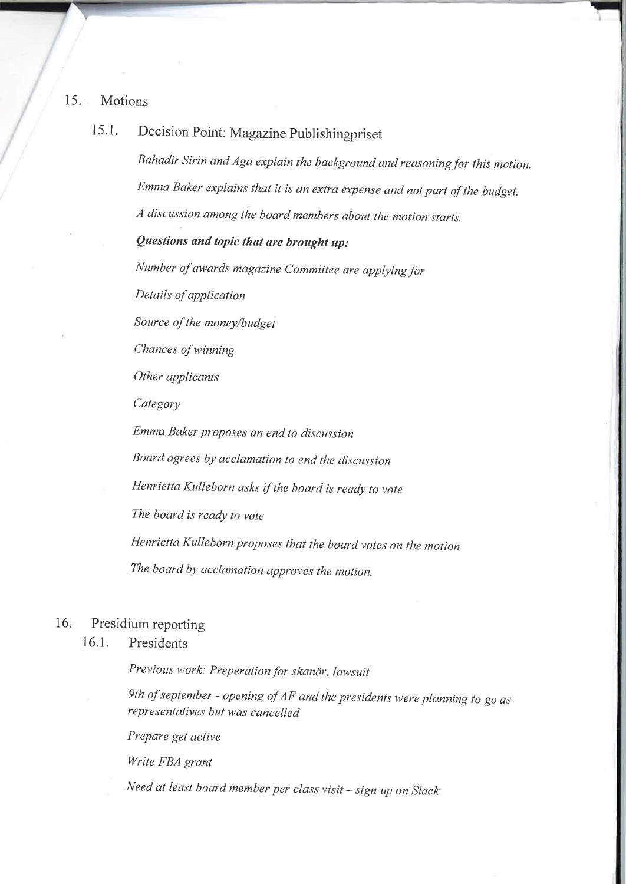## 15. Motions

### 15.1. Decision Point: Magazine Publishingpriset

*Bahadir Sirin and Aga explain the background and reasoning for this motion.*

*Emma Baker explains that it is an extra expense and not part of the budget.*

*A discussion among the board members about the motion starts.*

***Questions and topic that are brought up:***

*Number of awards magazine Committee are applying for*

*Details of application*

*Source of the money/budget*

*Chances of winning*

*Other applicants*

*Category*

*Emma Baker proposes an end to discussion*

*Board agrees by acclamation to end the discussion*

*Henrietta Kulleborn asks if the board is ready to vote*

*The board is ready to vote*

*Henrietta Kulleborn proposes that the board votes on the motion*

*The board by acclamation approves the motion.*

## 16. Presidium reporting

### 16.1. Presidents

*Previous work: Preperation for skanör, lawsuit*

*9th of september - opening of AF and the presidents were planning to go as representatives but was cancelled*

*Prepare get active*

*Write FBA grant*

*Need at least board member per class visit – sign up on Slack*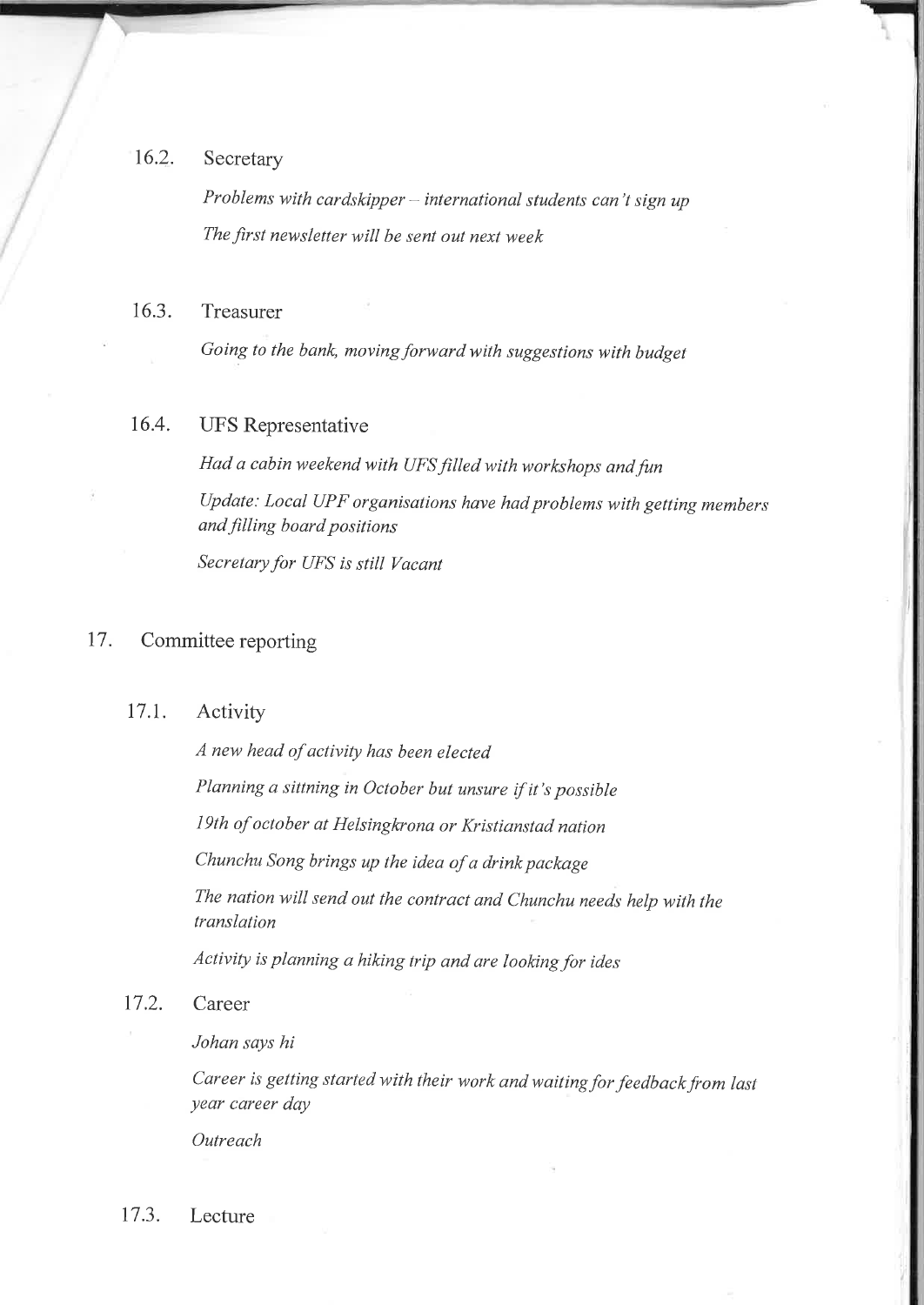### 16.2. Secretary

*Problems with cardskipper – international students can't sign up*

*The first newsletter will be sent out next week*

### 16.3. Treasurer

*Going to the bank, moving forward with suggestions with budget*

### 16.4. UFS Representative

*Had a cabin weekend with UFS filled with workshops and fun*

*Update: Local UPF organisations have had problems with getting members and filling board positions*

*Secretary for UFS is still Vacant*

## 17. Committee reporting

### 17.1. Activity

*A new head of activity has been elected*

*Planning a sittning in October but unsure if it's possible*

*19th of october at Helsingkrona or Kristianstad nation*

*Chunchu Song brings up the idea of a drink package*

*The nation will send out the contract and Chunchu needs help with the translation*

*Activity is planning a hiking trip and are looking for ides*

### 17.2. Career

*Johan says hi*

*Career is getting started with their work and waiting for feedback from last year career day*

*Outreach*

### 17.3. Lecture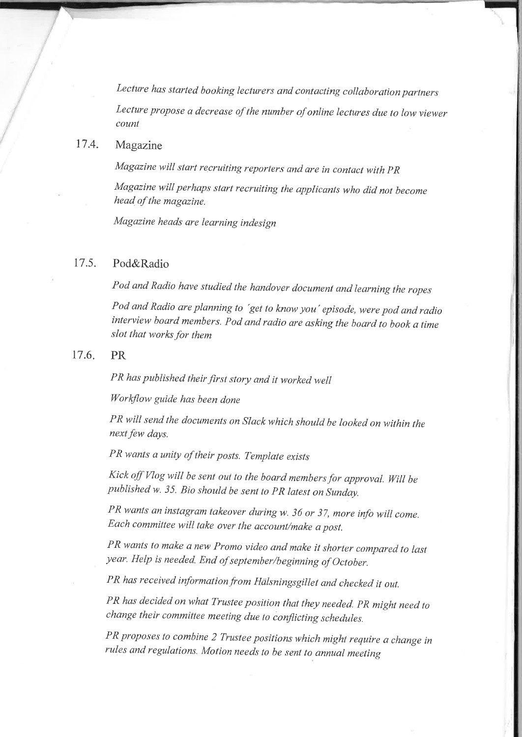*Lecture has started booking lecturers and contacting collaboration partners*

*Lecture propose a decrease of the number of online lectures due to low viewer count*

### 17.4. Magazine

*Magazine will start recruiting reporters and are in contact with PR*

*Magazine will perhaps start recruiting the applicants who did not become head of the magazine.*

*Magazine heads are learning indesign*

### 17.5. Pod&Radio

*Pod and Radio have studied the handover document and learning the ropes*

*Pod and Radio are planning to ´get to know you´ episode, were pod and radio interview board members. Pod and radio are asking the board to book a time slot that works for them*

### 17.6. PR

*PR has published their first story and it worked well*

*Workflow guide has been done*

*PR will send the documents on Slack which should be looked on within the next few days.*

*PR wants a unity of their posts. Template exists*

*Kick off Vlog will be sent out to the board members for approval. Will be published w. 35. Bio should be sent to PR latest on Sunday.*

*PR wants an instagram takeover during w. 36 or 37, more info will come. Each committee will take over the account/make a post.*

*PR wants to make a new Promo video and make it shorter compared to last year. Help is needed. End of september/beginning of October.*

*PR has received information from Hälsningsgillet and checked it out.*

*PR has decided on what Trustee position that they needed. PR might need to change their committee meeting due to conflicting schedules.*

*PR proposes to combine 2 Trustee positions which might require a change in rules and regulations. Motion needs to be sent to annual meeting*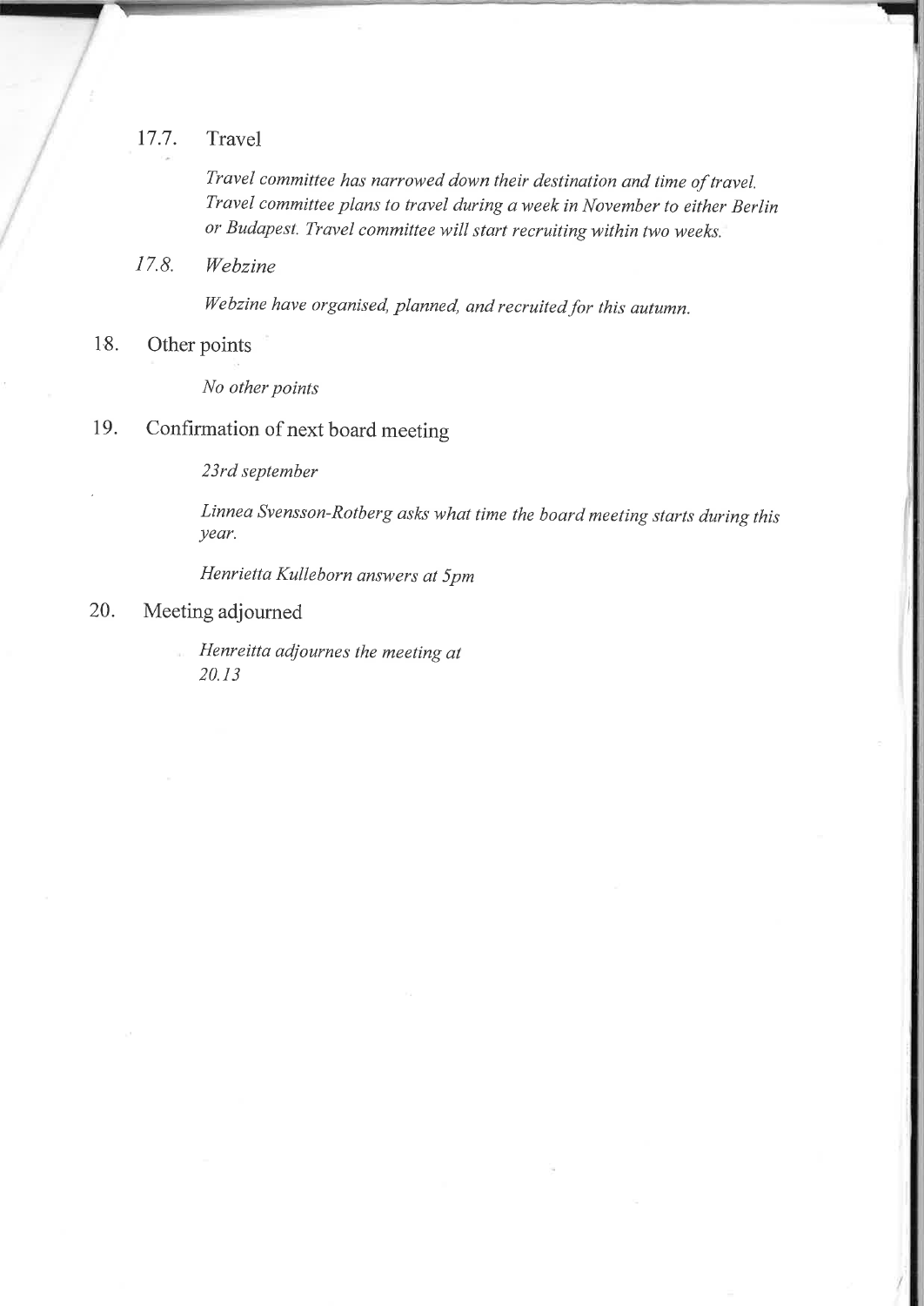### 17.7. Travel

*Travel committee has narrowed down their destination and time of travel. Travel committee plans to travel during a week in November to either Berlin or Budapest. Travel committee will start recruiting within two weeks.*

### *17.8. Webzine*

*Webzine have organised, planned, and recruited for this autumn.*

## 18. Other points

*No other points*

## 19. Confirmation of next board meeting

*23rd september*

*Linnea Svensson-Rotberg asks what time the board meeting starts during this year.*

*Henrietta Kulleborn answers at 5pm*

## 20. Meeting adjourned

*Henreitta adjournes the meeting at 20.13*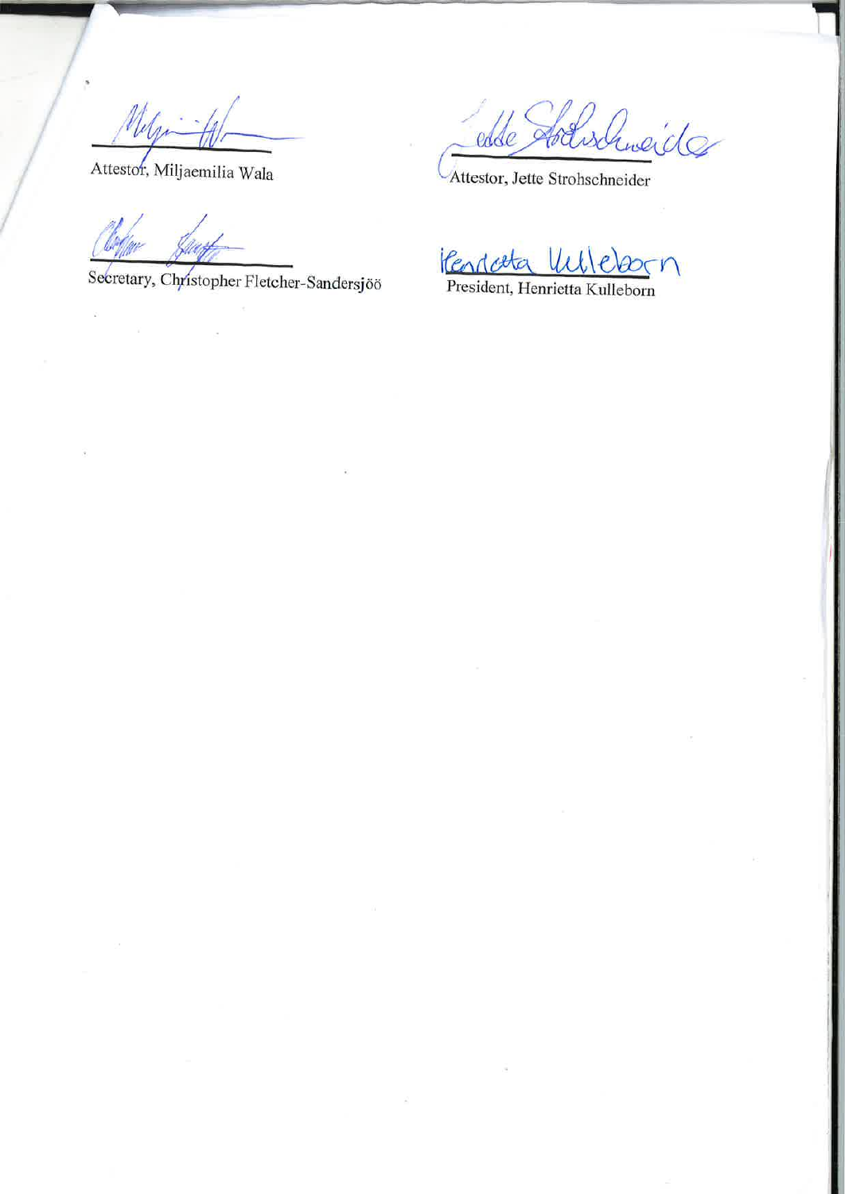Attestor, Miljaemilia Wala

Attestor, Jette Strohschneider

Secretary, Christopher Fletcher-Sandersjöö

President, Henrietta Kulleborn